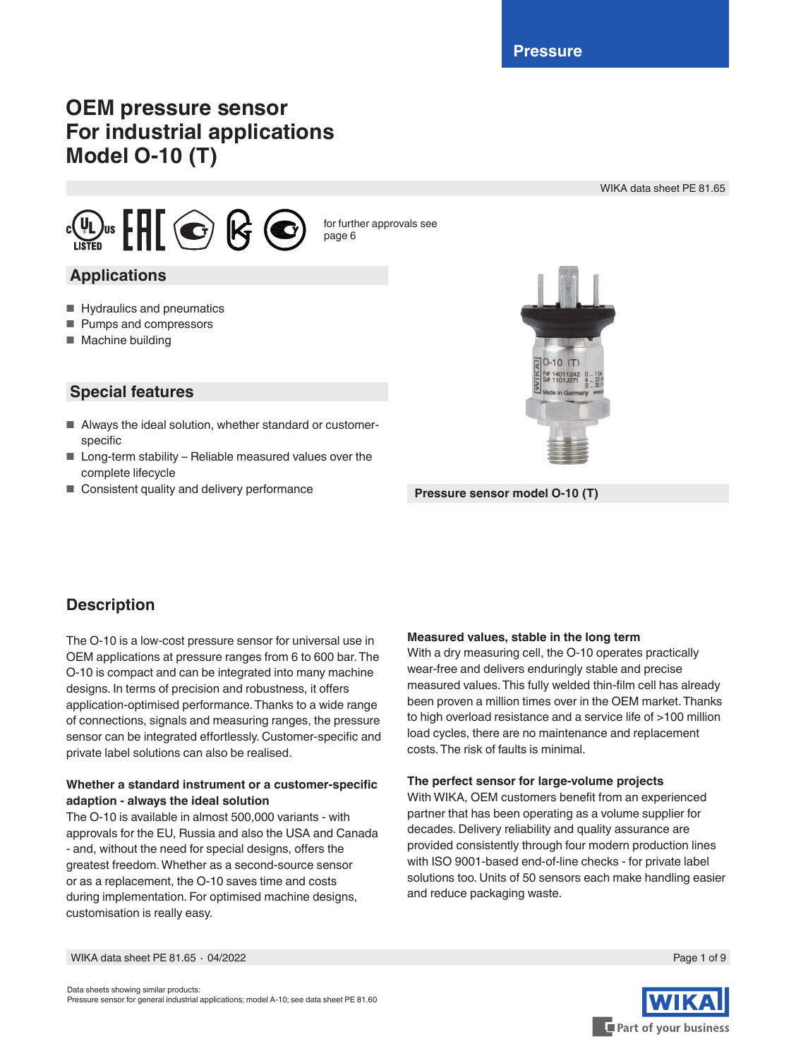Pressure

# OEM pressure sensor
# For industrial applications
# Model O-10 (T)

WIKA data sheet PE 81.65

for further approvals see page 6

## Applications

- Hydraulics and pneumatics
- Pumps and compressors
- Machine building

## Special features

- Always the ideal solution, whether standard or customer-specific
- Long-term stability – Reliable measured values over the complete lifecycle
- Consistent quality and delivery performance

Pressure sensor model O-10 (T)

## Description

The O-10 is a low-cost pressure sensor for universal use in OEM applications at pressure ranges from 6 to 600 bar. The O-10 is compact and can be integrated into many machine designs. In terms of precision and robustness, it offers application-optimised performance. Thanks to a wide range of connections, signals and measuring ranges, the pressure sensor can be integrated effortlessly. Customer-specific and private label solutions can also be realised.

**Whether a standard instrument or a customer-specific adaption - always the ideal solution**

The O-10 is available in almost 500,000 variants - with approvals for the EU, Russia and also the USA and Canada - and, without the need for special designs, offers the greatest freedom. Whether as a second-source sensor or as a replacement, the O-10 saves time and costs during implementation. For optimised machine designs, customisation is really easy.

**Measured values, stable in the long term**

With a dry measuring cell, the O-10 operates practically wear-free and delivers enduringly stable and precise measured values. This fully welded thin-film cell has already been proven a million times over in the OEM market. Thanks to high overload resistance and a service life of >100 million load cycles, there are no maintenance and replacement costs. The risk of faults is minimal.

**The perfect sensor for large-volume projects**

With WIKA, OEM customers benefit from an experienced partner that has been operating as a volume supplier for decades. Delivery reliability and quality assurance are provided consistently through four modern production lines with ISO 9001-based end-of-line checks - for private label solutions too. Units of 50 sensors each make handling easier and reduce packaging waste.

Data sheets showing similar products:
Pressure sensor for general industrial applications; model A-10; see data sheet PE 81.60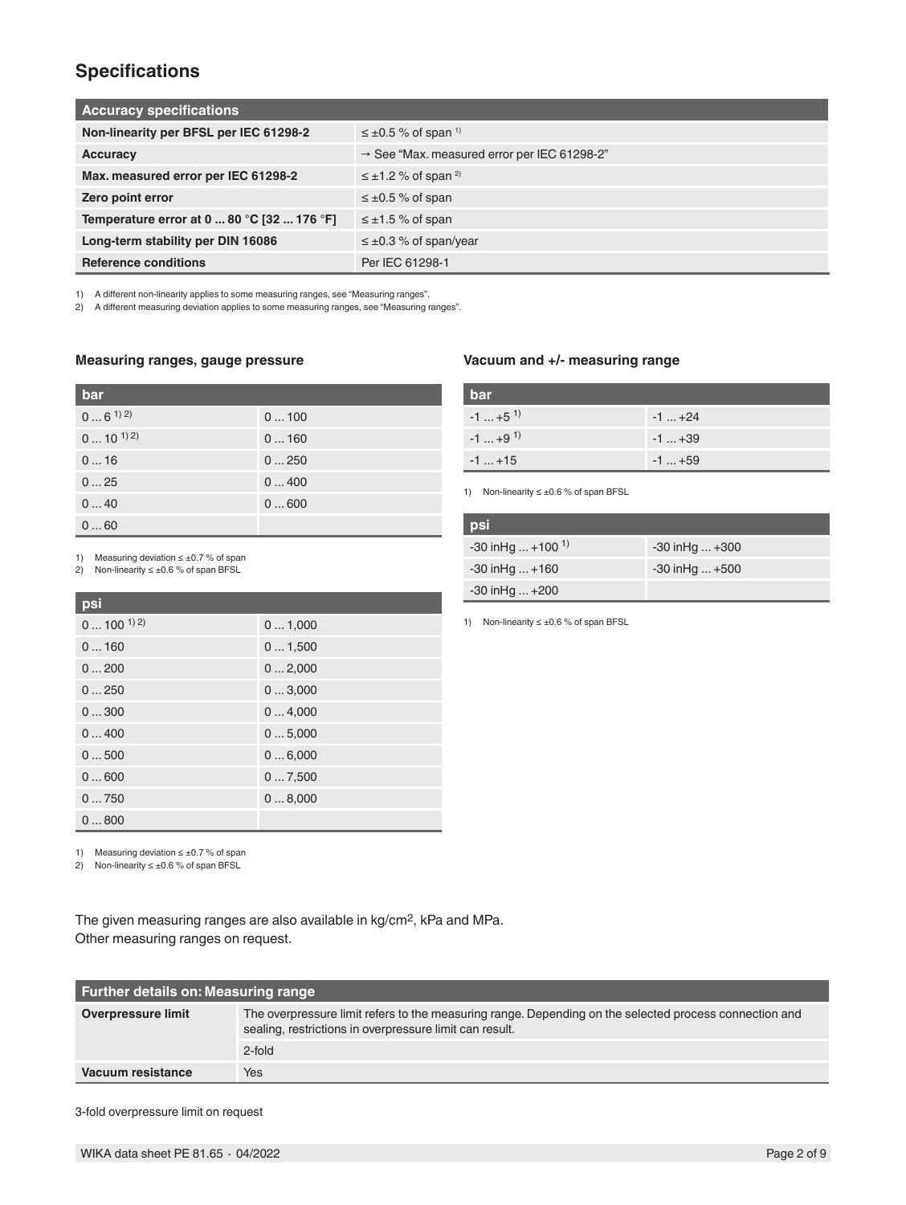## Specifications

| Accuracy specifications | |
|---|---|
| **Non-linearity per BFSL per IEC 61298-2** | ≤ ±0.5 % of span [1] |
| **Accuracy** | → See "Max. measured error per IEC 61298-2" |
| **Max. measured error per IEC 61298-2** | ≤ ±1.2 % of span [2] |
| **Zero point error** | ≤ ±0.5 % of span |
| **Temperature error at 0 ... 80 °C [32 ... 176 °F]** | ≤ ±1.5 % of span |
| **Long-term stability per DIN 16086** | ≤ ±0.3 % of span/year |
| **Reference conditions** | Per IEC 61298-1 |

1) A different non-linearity applies to some measuring ranges, see "Measuring ranges".
2) A different measuring deviation applies to some measuring ranges, see "Measuring ranges".

### Measuring ranges, gauge pressure

| bar | |
|---|---|
| 0 ... 6 [1) 2)] | 0 ... 100 |
| 0 ... 10 [1) 2)] | 0 ... 160 |
| 0 ... 16 | 0 ... 250 |
| 0 ... 25 | 0 ... 400 |
| 0 ... 40 | 0 ... 600 |
| 0 ... 60 | |

1) Measuring deviation ≤ ±0.7 % of span
2) Non-linearity ≤ ±0.6 % of span BFSL

| psi | |
|---|---|
| 0 ... 100 [1) 2)] | 0 ... 1,000 |
| 0 ... 160 | 0 ... 1,500 |
| 0 ... 200 | 0 ... 2,000 |
| 0 ... 250 | 0 ... 3,000 |
| 0 ... 300 | 0 ... 4,000 |
| 0 ... 400 | 0 ... 5,000 |
| 0 ... 500 | 0 ... 6,000 |
| 0 ... 600 | 0 ... 7,500 |
| 0 ... 750 | 0 ... 8,000 |
| 0 ... 800 | |

1) Measuring deviation ≤ ±0.7 % of span
2) Non-linearity ≤ ±0.6 % of span BFSL

### Vacuum and +/- measuring range

| bar | |
|---|---|
| -1 ... +5 [1)] | -1 ... +24 |
| -1 ... +9 [1)] | -1 ... +39 |
| -1 ... +15 | -1 ... +59 |

1) Non-linearity ≤ ±0.6 % of span BFSL

| psi | |
|---|---|
| -30 inHg ... +100 [1)] | -30 inHg ... +300 |
| -30 inHg ... +160 | -30 inHg ... +500 |
| -30 inHg ... +200 | |

1) Non-linearity ≤ ±0.6 % of span BFSL

The given measuring ranges are also available in kg/cm², kPa and MPa.
Other measuring ranges on request.

| Further details on: Measuring range | |
|---|---|
| **Overpressure limit** | The overpressure limit refers to the measuring range. Depending on the selected process connection and sealing, restrictions in overpressure limit can result. |
| | 2-fold |
| **Vacuum resistance** | Yes |

3-fold overpressure limit on request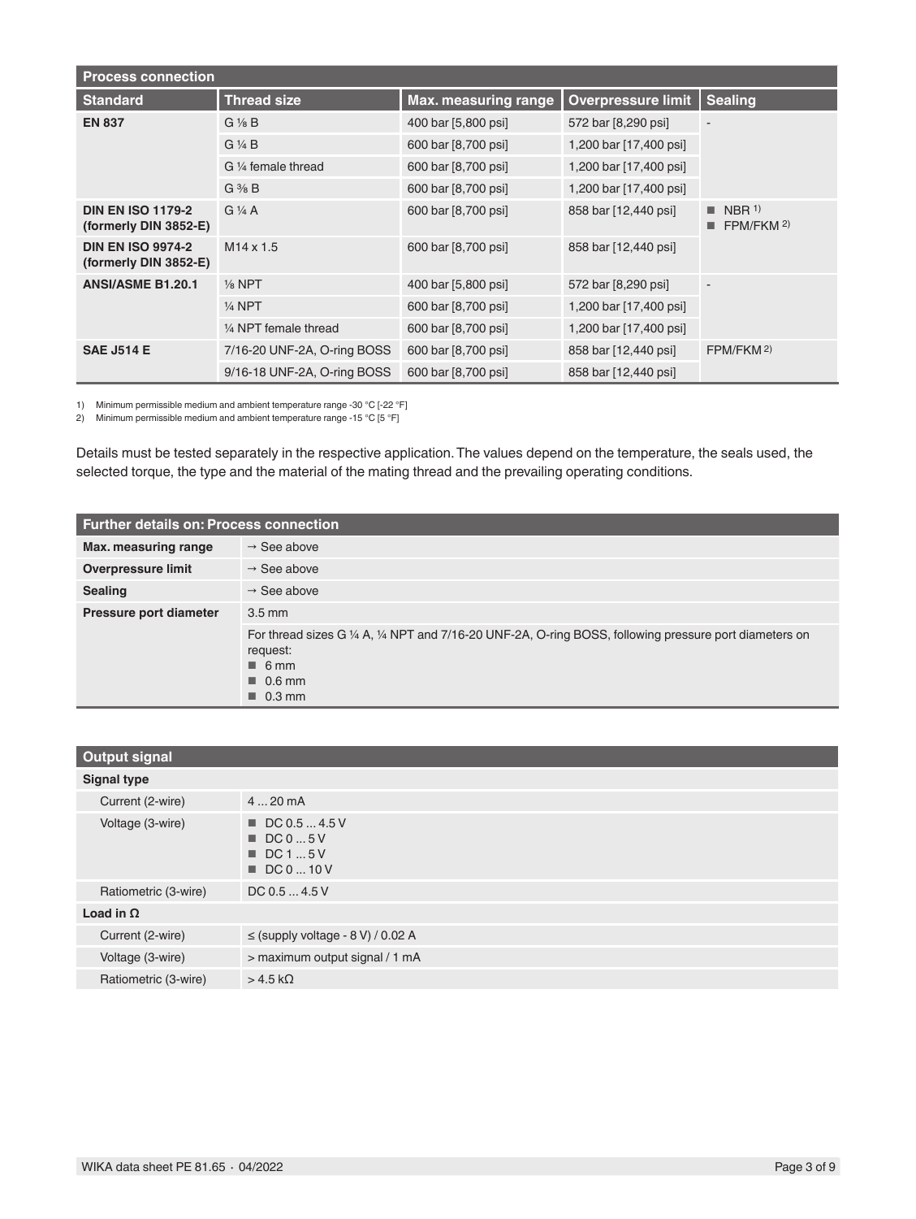## Process connection

| Standard | Thread size | Max. measuring range | Overpressure limit | Sealing |
|---|---|---|---|---|
| **EN 837** | G ⅛ B | 400 bar [5,800 psi] | 572 bar [8,290 psi] | - |
| | G ¼ B | 600 bar [8,700 psi] | 1,200 bar [17,400 psi] | |
| | G ¼ female thread | 600 bar [8,700 psi] | 1,200 bar [17,400 psi] | |
| | G ⅜ B | 600 bar [8,700 psi] | 1,200 bar [17,400 psi] | |
| **DIN EN ISO 1179-2 (formerly DIN 3852-E)** | G ¼ A | 600 bar [8,700 psi] | 858 bar [12,440 psi] | ■ NBR [1]<br>■ FPM/FKM [2] |
| **DIN EN ISO 9974-2 (formerly DIN 3852-E)** | M14 x 1.5 | 600 bar [8,700 psi] | 858 bar [12,440 psi] | |
| **ANSI/ASME B1.20.1** | ⅛ NPT | 400 bar [5,800 psi] | 572 bar [8,290 psi] | - |
| | ¼ NPT | 600 bar [8,700 psi] | 1,200 bar [17,400 psi] | |
| | ¼ NPT female thread | 600 bar [8,700 psi] | 1,200 bar [17,400 psi] | |
| **SAE J514 E** | 7/16-20 UNF-2A, O-ring BOSS | 600 bar [8,700 psi] | 858 bar [12,440 psi] | FPM/FKM [2] |
| | 9/16-18 UNF-2A, O-ring BOSS | 600 bar [8,700 psi] | 858 bar [12,440 psi] | |

1) Minimum permissible medium and ambient temperature range -30 °C [-22 °F]
2) Minimum permissible medium and ambient temperature range -15 °C [5 °F]

Details must be tested separately in the respective application. The values depend on the temperature, the seals used, the selected torque, the type and the material of the mating thread and the prevailing operating conditions.

## Further details on: Process connection

| | |
|---|---|
| **Max. measuring range** | → See above |
| **Overpressure limit** | → See above |
| **Sealing** | → See above |
| **Pressure port diameter** | 3.5 mm |
| | For thread sizes G ¼ A, ¼ NPT and 7/16-20 UNF-2A, O-ring BOSS, following pressure port diameters on request:<br>■ 6 mm<br>■ 0.6 mm<br>■ 0.3 mm |

## Output signal

| | |
|---|---|
| **Signal type** | |
| Current (2-wire) | 4 ... 20 mA |
| Voltage (3-wire) | ■ DC 0.5 ... 4.5 V<br>■ DC 0 ... 5 V<br>■ DC 1 ... 5 V<br>■ DC 0 ... 10 V |
| Ratiometric (3-wire) | DC 0.5 ... 4.5 V |
| **Load in Ω** | |
| Current (2-wire) | ≤ (supply voltage - 8 V) / 0.02 A |
| Voltage (3-wire) | > maximum output signal / 1 mA |
| Ratiometric (3-wire) | > 4.5 kΩ |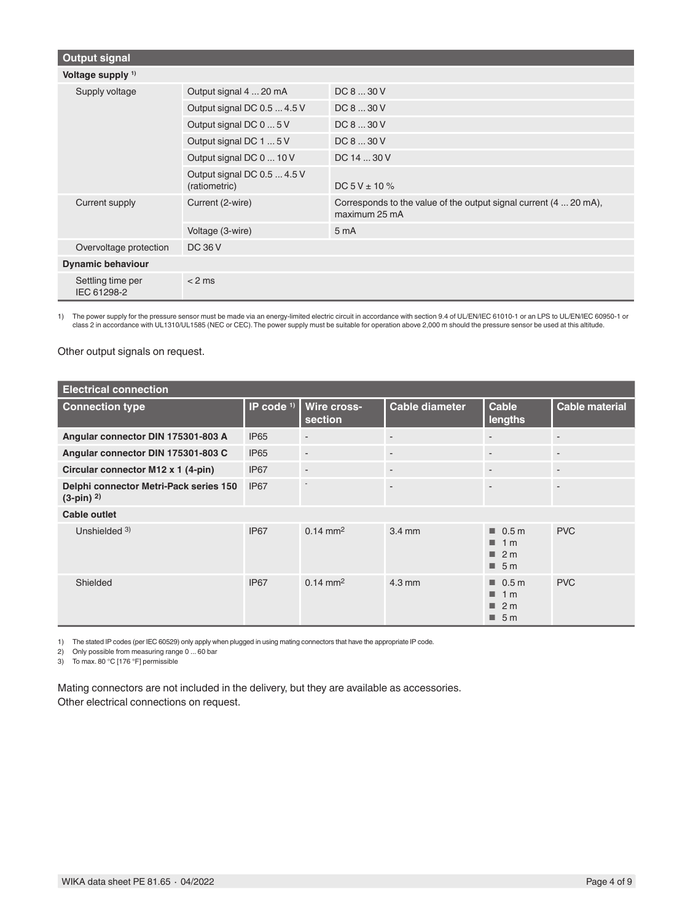## Output signal

| Voltage supply [1] | | |
|---|---|---|
| Supply voltage | Output signal 4 ... 20 mA | DC 8 ... 30 V |
| | Output signal DC 0.5 ... 4.5 V | DC 8 ... 30 V |
| | Output signal DC 0 ... 5 V | DC 8 ... 30 V |
| | Output signal DC 1 ... 5 V | DC 8 ... 30 V |
| | Output signal DC 0 ... 10 V | DC 14 ... 30 V |
| | Output signal DC 0.5 ... 4.5 V (ratiometric) | DC 5 V ± 10 % |
| Current supply | Current (2-wire) | Corresponds to the value of the output signal current (4 ... 20 mA), maximum 25 mA |
| | Voltage (3-wire) | 5 mA |
| Overvoltage protection | DC 36 V | |
| **Dynamic behaviour** | | |
| Settling time per IEC 61298-2 | < 2 ms | |

1) The power supply for the pressure sensor must be made via an energy-limited electric circuit in accordance with section 9.4 of UL/EN/IEC 61010-1 or an LPS to UL/EN/IEC 60950-1 or class 2 in accordance with UL1310/UL1585 (NEC or CEC). The power supply must be suitable for operation above 2,000 m should the pressure sensor be used at this altitude.

Other output signals on request.

## Electrical connection

| Connection type | IP code [1] | Wire cross-section | Cable diameter | Cable lengths | Cable material |
|---|---|---|---|---|---|
| **Angular connector DIN 175301-803 A** | IP65 | - | - | - | - |
| **Angular connector DIN 175301-803 C** | IP65 | - | - | - | - |
| **Circular connector M12 x 1 (4-pin)** | IP67 | - | - | - | - |
| **Delphi connector Metri-Pack series 150 (3-pin)** [2] | IP67 | - | - | - | - |
| **Cable outlet** | | | | | |
| Unshielded [3] | IP67 | 0.14 mm² | 3.4 mm | ■ 0.5 m ■ 1 m ■ 2 m ■ 5 m | PVC |
| Shielded | IP67 | 0.14 mm² | 4.3 mm | ■ 0.5 m ■ 1 m ■ 2 m ■ 5 m | PVC |

1) The stated IP codes (per IEC 60529) only apply when plugged in using mating connectors that have the appropriate IP code.
2) Only possible from measuring range 0 ... 60 bar
3) To max. 80 °C [176 °F] permissible

Mating connectors are not included in the delivery, but they are available as accessories.
Other electrical connections on request.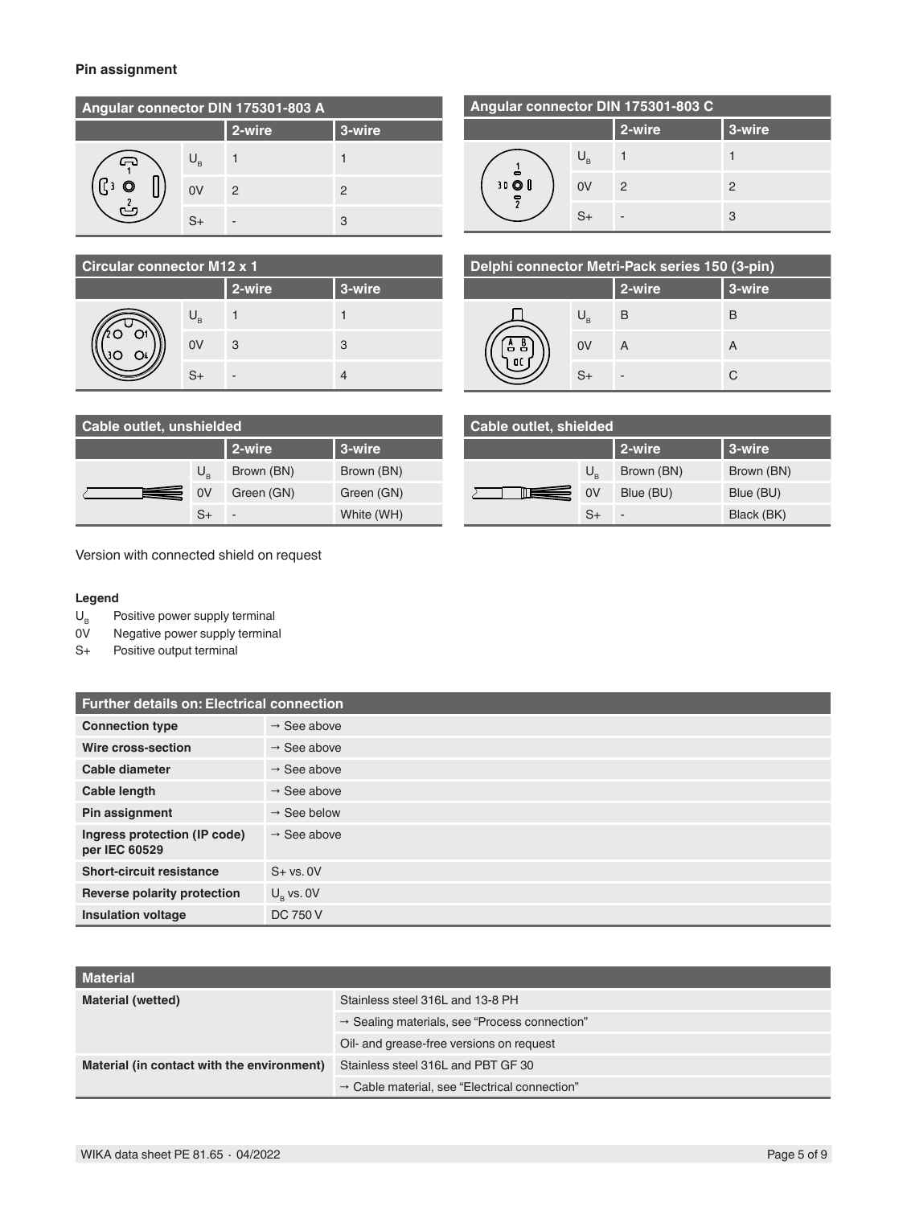**Pin assignment**

| Angular connector DIN 175301-803 A | | 2-wire | 3-wire |
|---|---|---|---|
| | $U_B$ | 1 | 1 |
| | 0V | 2 | 2 |
| | S+ | - | 3 |

| Angular connector DIN 175301-803 C | | 2-wire | 3-wire |
|---|---|---|---|
| | $U_B$ | 1 | 1 |
| | 0V | 2 | 2 |
| | S+ | - | 3 |

| Circular connector M12 x 1 | | 2-wire | 3-wire |
|---|---|---|---|
| | $U_B$ | 1 | 1 |
| | 0V | 3 | 3 |
| | S+ | - | 4 |

| Delphi connector Metri-Pack series 150 (3-pin) | | 2-wire | 3-wire |
|---|---|---|---|
| | $U_B$ | B | B |
| | 0V | A | A |
| | S+ | - | C |

| Cable outlet, unshielded | | 2-wire | 3-wire |
|---|---|---|---|
| | $U_B$ | Brown (BN) | Brown (BN) |
| | 0V | Green (GN) | Green (GN) |
| | S+ | - | White (WH) |

| Cable outlet, shielded | | 2-wire | 3-wire |
|---|---|---|---|
| | $U_B$ | Brown (BN) | Brown (BN) |
| | 0V | Blue (BU) | Blue (BU) |
| | S+ | - | Black (BK) |

Version with connected shield on request

**Legend**

$U_B$ Positive power supply terminal
0V Negative power supply terminal
S+ Positive output terminal

| Further details on: Electrical connection | |
|---|---|
| **Connection type** | → See above |
| **Wire cross-section** | → See above |
| **Cable diameter** | → See above |
| **Cable length** | → See above |
| **Pin assignment** | → See below |
| **Ingress protection (IP code) per IEC 60529** | → See above |
| **Short-circuit resistance** | S+ vs. 0V |
| **Reverse polarity protection** | $U_B$ vs. 0V |
| **Insulation voltage** | DC 750 V |

| Material | |
|---|---|
| **Material (wetted)** | Stainless steel 316L and 13-8 PH |
| | → Sealing materials, see "Process connection" |
| | Oil- and grease-free versions on request |
| **Material (in contact with the environment)** | Stainless steel 316L and PBT GF 30 |
| | → Cable material, see "Electrical connection" |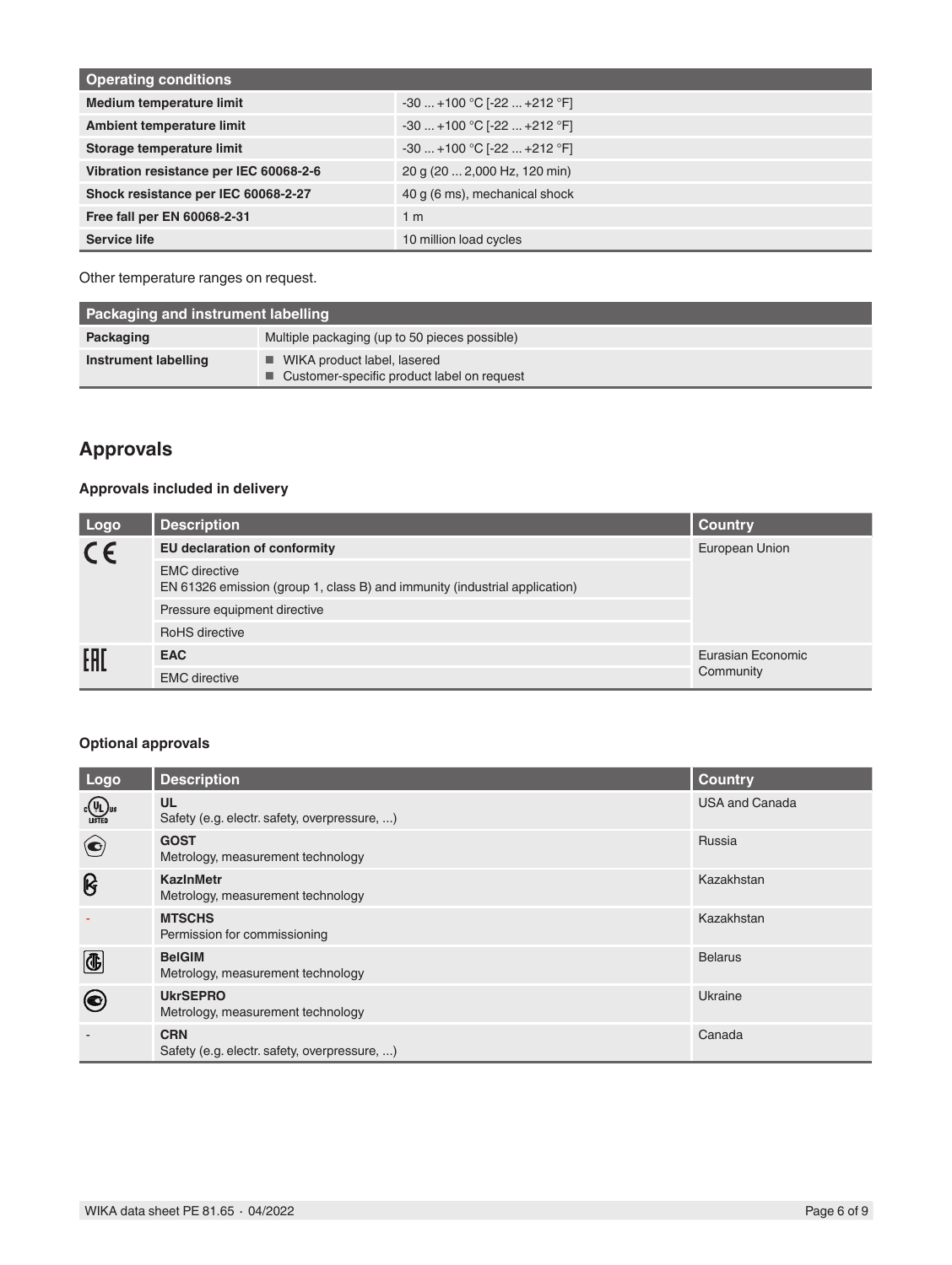| Operating conditions | |
|---|---|
| **Medium temperature limit** | -30 ... +100 °C [-22 ... +212 °F] |
| **Ambient temperature limit** | -30 ... +100 °C [-22 ... +212 °F] |
| **Storage temperature limit** | -30 ... +100 °C [-22 ... +212 °F] |
| **Vibration resistance per IEC 60068-2-6** | 20 g (20 ... 2,000 Hz, 120 min) |
| **Shock resistance per IEC 60068-2-27** | 40 g (6 ms), mechanical shock |
| **Free fall per EN 60068-2-31** | 1 m |
| **Service life** | 10 million load cycles |

Other temperature ranges on request.

| Packaging and instrument labelling | |
|---|---|
| **Packaging** | Multiple packaging (up to 50 pieces possible) |
| **Instrument labelling** | ■ WIKA product label, lasered<br>■ Customer-specific product label on request |

## Approvals

### Approvals included in delivery

| Logo | Description | Country |
|---|---|---|
| CE | **EU declaration of conformity** | European Union |
| | EMC directive<br>EN 61326 emission (group 1, class B) and immunity (industrial application) | |
| | Pressure equipment directive | |
| | RoHS directive | |
| EAC | **EAC** | Eurasian Economic Community |
| | EMC directive | |

### Optional approvals

| Logo | Description | Country |
|---|---|---|
| | **UL**<br>Safety (e.g. electr. safety, overpressure, ...) | USA and Canada |
| | **GOST**<br>Metrology, measurement technology | Russia |
| | **KazInMetr**<br>Metrology, measurement technology | Kazakhstan |
| - | **MTSCHS**<br>Permission for commissioning | Kazakhstan |
| | **BelGIM**<br>Metrology, measurement technology | Belarus |
| | **UkrSEPRO**<br>Metrology, measurement technology | Ukraine |
| - | **CRN**<br>Safety (e.g. electr. safety, overpressure, ...) | Canada |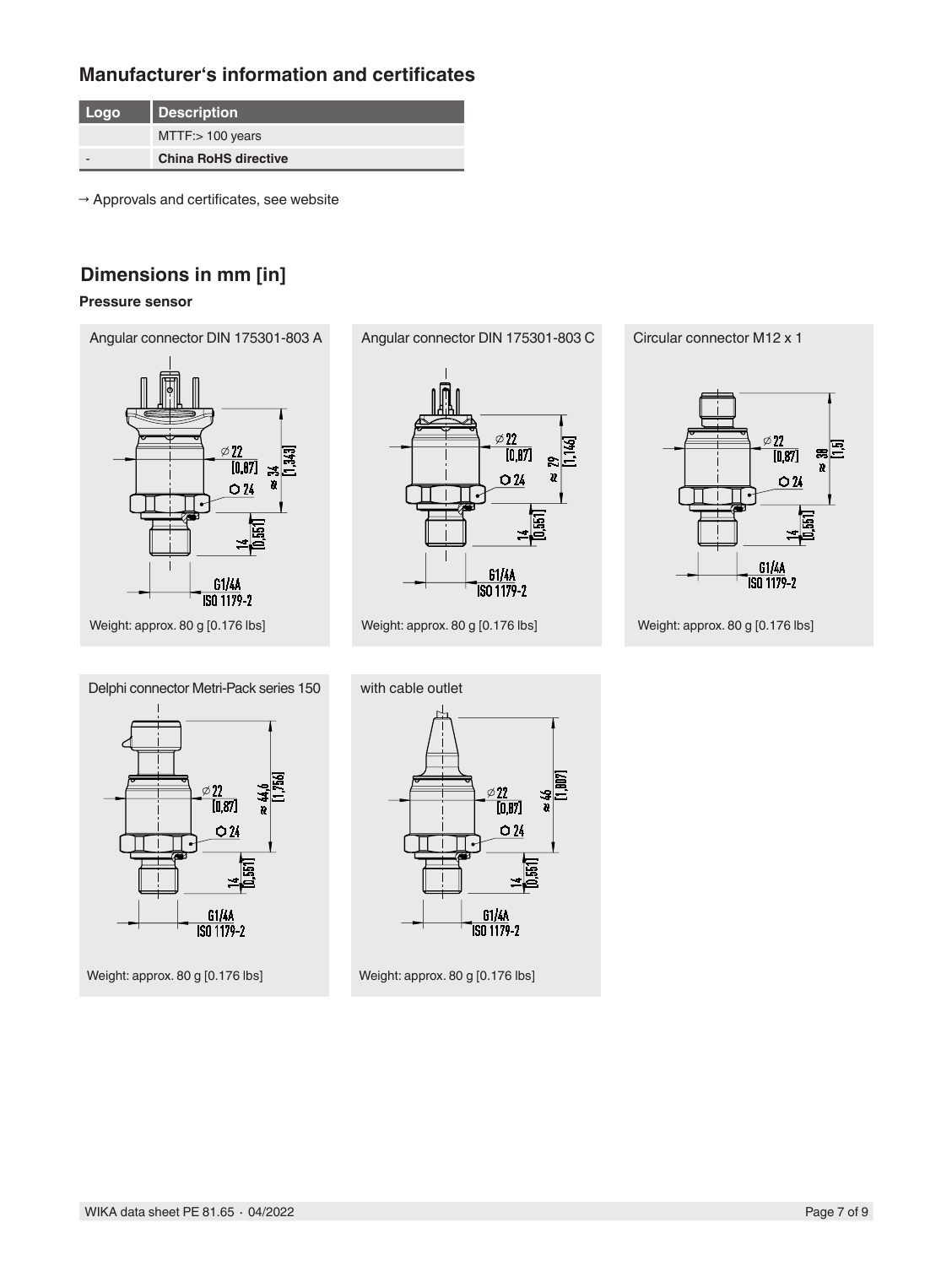## Manufacturer's information and certificates

| Logo | Description |
|---|---|
| | MTTF:> 100 years |
| - | **China RoHS directive** |

→ Approvals and certificates, see website

## Dimensions in mm [in]

### Pressure sensor

Angular connector DIN 175301-803 A

Weight: approx. 80 g [0.176 lbs]

Angular connector DIN 175301-803 C

Weight: approx. 80 g [0.176 lbs]

Circular connector M12 x 1

Weight: approx. 80 g [0.176 lbs]

Delphi connector Metri-Pack series 150

Weight: approx. 80 g [0.176 lbs]

with cable outlet

Weight: approx. 80 g [0.176 lbs]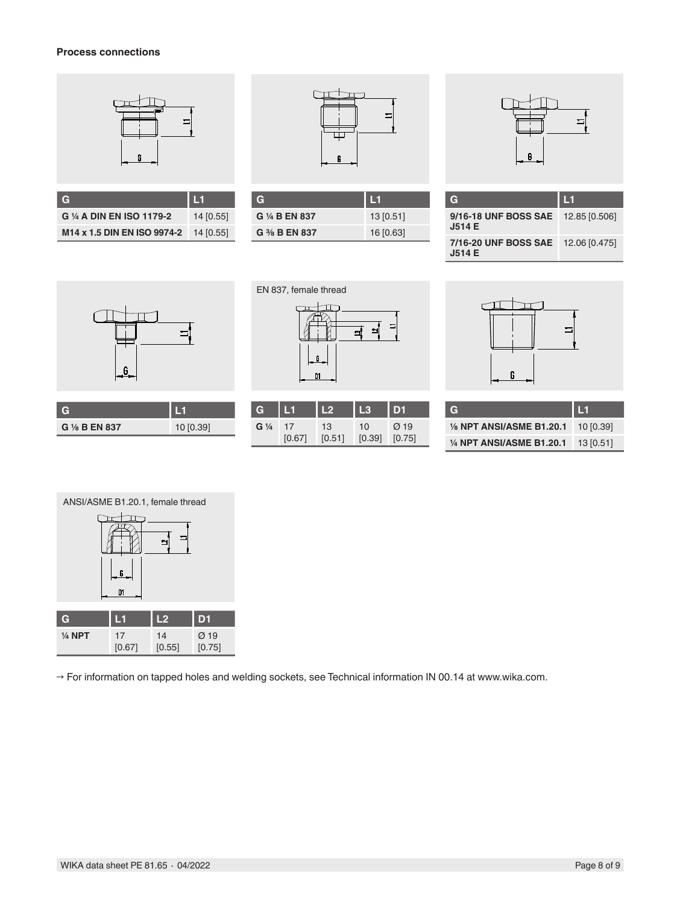**Process connections**

| G | L1 |
|---|---|
| **G ¼ A DIN EN ISO 1179-2** | 14 [0.55] |
| **M14 x 1.5 DIN EN ISO 9974-2** | 14 [0.55] |

| G | L1 |
|---|---|
| **G ¼ B EN 837** | 13 [0.51] |
| **G ⅜ B EN 837** | 16 [0.63] |

| G | L1 |
|---|---|
| **9/16-18 UNF BOSS SAE J514 E** | 12.85 [0.506] |
| **7/16-20 UNF BOSS SAE J514 E** | 12.06 [0.475] |

| G | L1 |
|---|---|
| **G ⅛ B EN 837** | 10 [0.39] |

EN 837, female thread

| G | L1 | L2 | L3 | D1 |
|---|---|---|---|---|
| **G ¼** | 17 [0.67] | 13 [0.51] | 10 [0.39] | Ø 19 [0.75] |

| G | L1 |
|---|---|
| **⅛ NPT ANSI/ASME B1.20.1** | 10 [0.39] |
| **¼ NPT ANSI/ASME B1.20.1** | 13 [0.51] |

ANSI/ASME B1.20.1, female thread

| G | L1 | L2 | D1 |
|---|---|---|---|
| **¼ NPT** | 17 [0.67] | 14 [0.55] | Ø 19 [0.75] |

→ For information on tapped holes and welding sockets, see Technical information IN 00.14 at www.wika.com.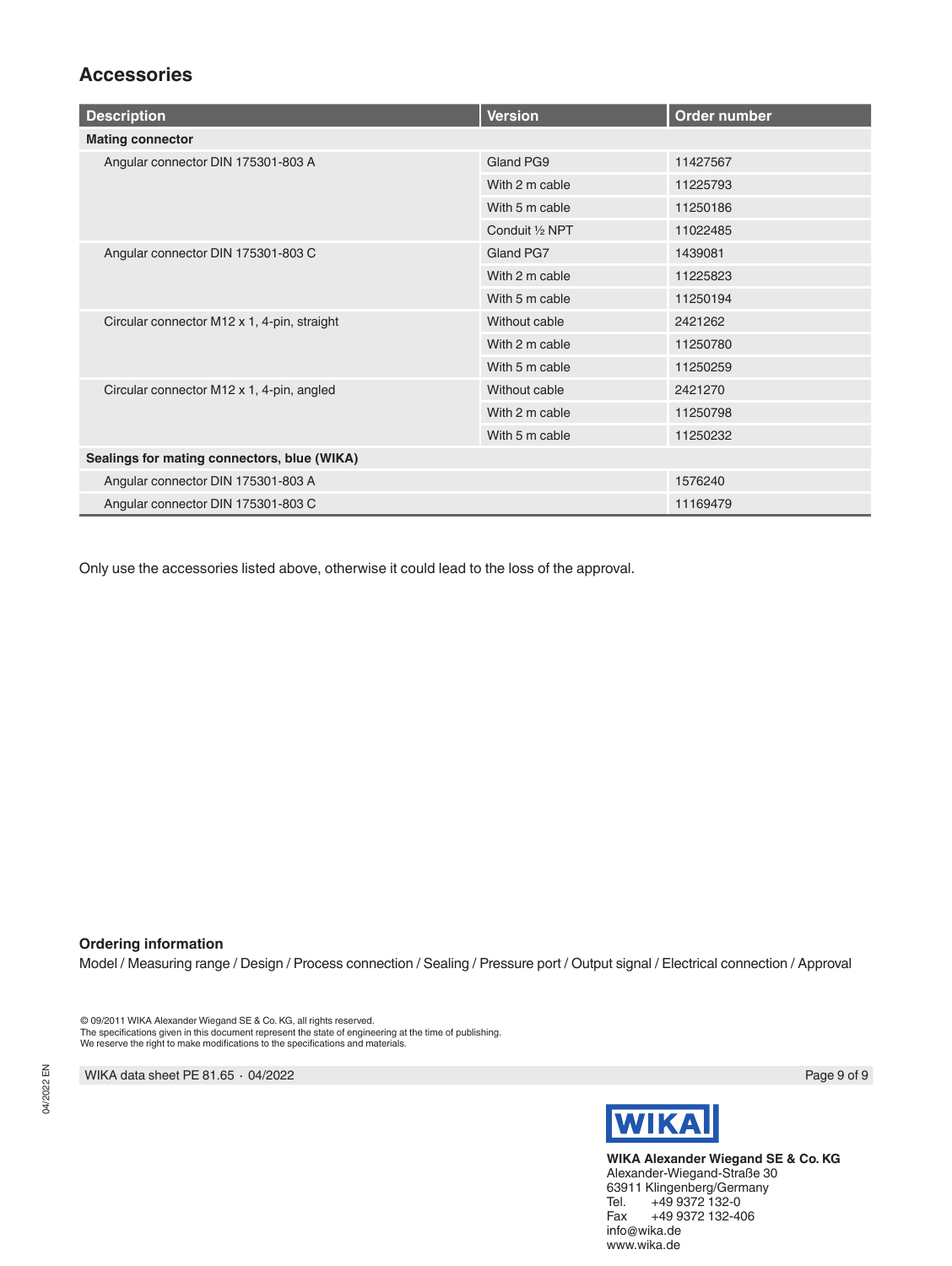## Accessories

| Description | Version | Order number |
|---|---|---|
| **Mating connector** | | |
| Angular connector DIN 175301-803 A | Gland PG9 | 11427567 |
| | With 2 m cable | 11225793 |
| | With 5 m cable | 11250186 |
| | Conduit ½ NPT | 11022485 |
| Angular connector DIN 175301-803 C | Gland PG7 | 1439081 |
| | With 2 m cable | 11225823 |
| | With 5 m cable | 11250194 |
| Circular connector M12 x 1, 4-pin, straight | Without cable | 2421262 |
| | With 2 m cable | 11250780 |
| | With 5 m cable | 11250259 |
| Circular connector M12 x 1, 4-pin, angled | Without cable | 2421270 |
| | With 2 m cable | 11250798 |
| | With 5 m cable | 11250232 |
| **Sealings for mating connectors, blue (WIKA)** | | |
| Angular connector DIN 175301-803 A | | 1576240 |
| Angular connector DIN 175301-803 C | | 11169479 |

Only use the accessories listed above, otherwise it could lead to the loss of the approval.

**Ordering information**

Model / Measuring range / Design / Process connection / Sealing / Pressure port / Output signal / Electrical connection / Approval

© 09/2011 WIKA Alexander Wiegand SE & Co. KG, all rights reserved.
The specifications given in this document represent the state of engineering at the time of publishing.
We reserve the right to make modifications to the specifications and materials.

**WIKA Alexander Wiegand SE & Co. KG**
Alexander-Wiegand-Straße 30
63911 Klingenberg/Germany
Tel. +49 9372 132-0
Fax +49 9372 132-406
info@wika.de
www.wika.de